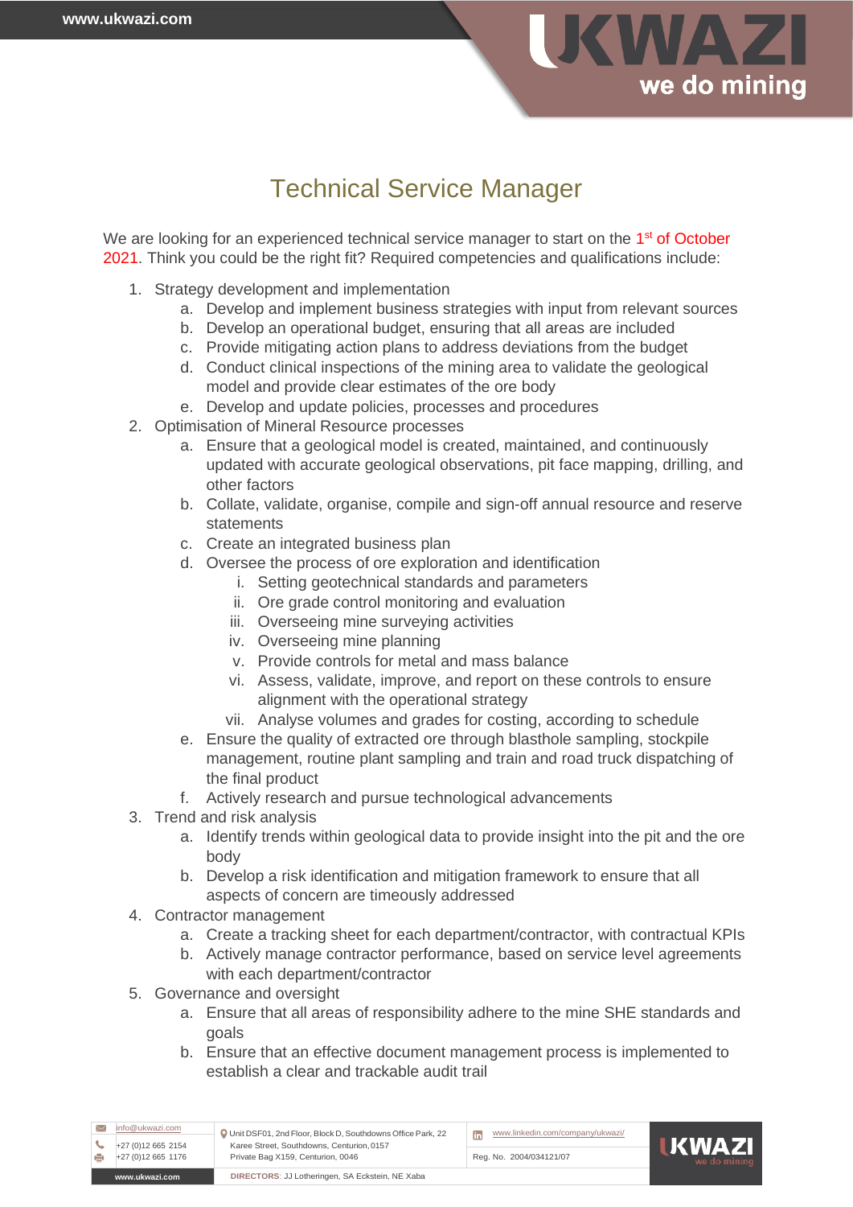# Technical Service Manager

We are looking for an experienced technical service manager to start on the 1st of October 2021. Think you could be the right fit? Required competencies and qualifications include:

1. Strategy development and implementation
    a. Develop and implement business strategies with input from relevant sources
    b. Develop an operational budget, ensuring that all areas are included
    c. Provide mitigating action plans to address deviations from the budget
    d. Conduct clinical inspections of the mining area to validate the geological model and provide clear estimates of the ore body
    e. Develop and update policies, processes and procedures
2. Optimisation of Mineral Resource processes
    a. Ensure that a geological model is created, maintained, and continuously updated with accurate geological observations, pit face mapping, drilling, and other factors
    b. Collate, validate, organise, compile and sign-off annual resource and reserve statements
    c. Create an integrated business plan
    d. Oversee the process of ore exploration and identification
        i. Setting geotechnical standards and parameters
        ii. Ore grade control monitoring and evaluation
        iii. Overseeing mine surveying activities
        iv. Overseeing mine planning
        v. Provide controls for metal and mass balance
        vi. Assess, validate, improve, and report on these controls to ensure alignment with the operational strategy
        vii. Analyse volumes and grades for costing, according to schedule
    e. Ensure the quality of extracted ore through blasthole sampling, stockpile management, routine plant sampling and train and road truck dispatching of the final product
    f. Actively research and pursue technological advancements
3. Trend and risk analysis
    a. Identify trends within geological data to provide insight into the pit and the ore body
    b. Develop a risk identification and mitigation framework to ensure that all aspects of concern are timeously addressed
4. Contractor management
    a. Create a tracking sheet for each department/contractor, with contractual KPIs
    b. Actively manage contractor performance, based on service level agreements with each department/contractor
5. Governance and oversight
    a. Ensure that all areas of responsibility adhere to the mine SHE standards and goals
    b. Ensure that an effective document management process is implemented to establish a clear and trackable audit trail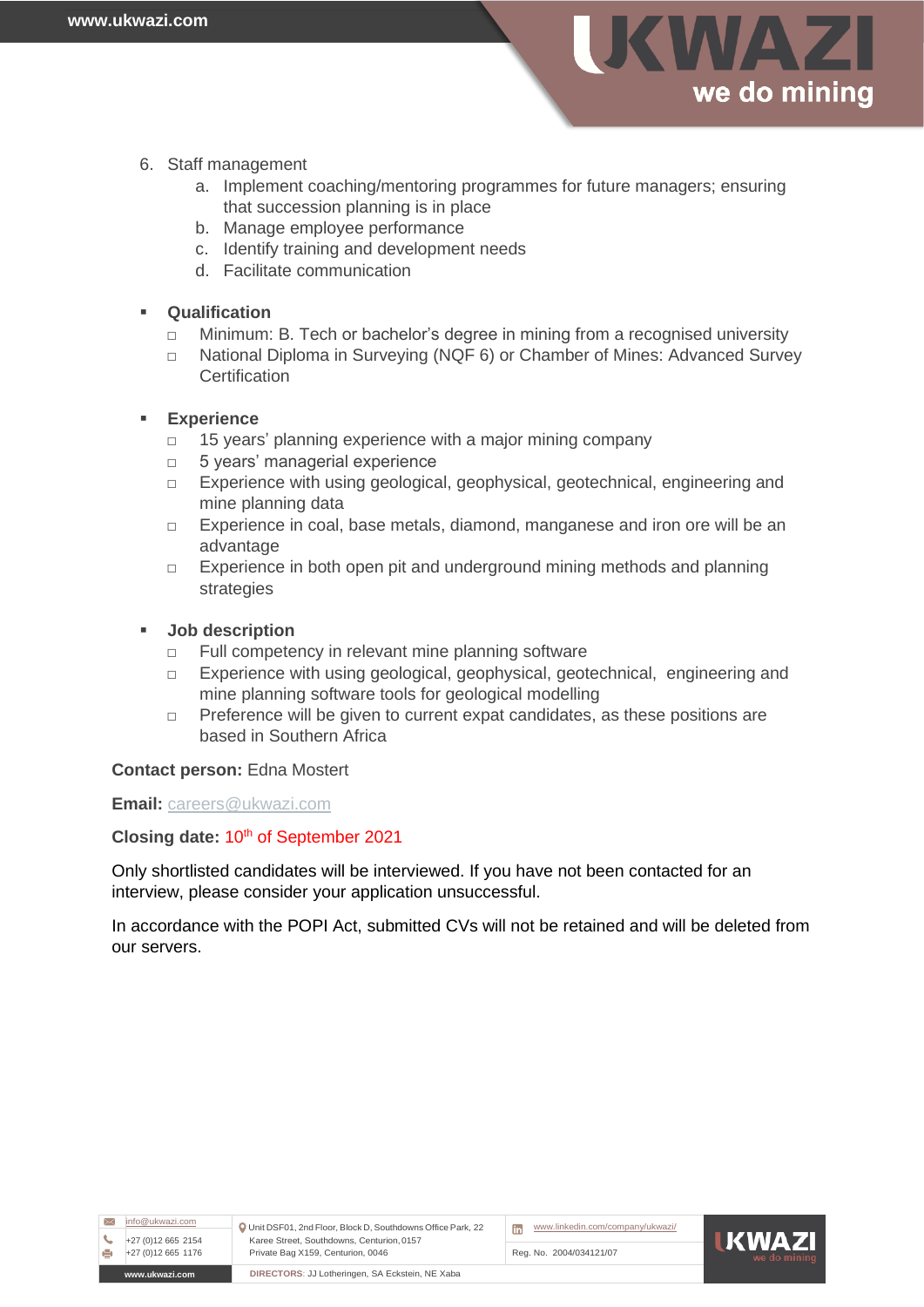6. Staff management
    a. Implement coaching/mentoring programmes for future managers; ensuring that succession planning is in place
    b. Manage employee performance
    c. Identify training and development needs
    d. Facilitate communication

- **Qualification**
    - Minimum: B. Tech or bachelor's degree in mining from a recognised university
    - National Diploma in Surveying (NQF 6) or Chamber of Mines: Advanced Survey Certification

- **Experience**
    - 15 years' planning experience with a major mining company
    - 5 years' managerial experience
    - Experience with using geological, geophysical, geotechnical, engineering and mine planning data
    - Experience in coal, base metals, diamond, manganese and iron ore will be an advantage
    - Experience in both open pit and underground mining methods and planning strategies

- **Job description**
    - Full competency in relevant mine planning software
    - Experience with using geological, geophysical, geotechnical, engineering and mine planning software tools for geological modelling
    - Preference will be given to current expat candidates, as these positions are based in Southern Africa

**Contact person:** Edna Mostert

**Email:** careers@ukwazi.com

**Closing date:** 10th of September 2021

Only shortlisted candidates will be interviewed. If you have not been contacted for an interview, please consider your application unsuccessful.

In accordance with the POPI Act, submitted CVs will not be retained and will be deleted from our servers.